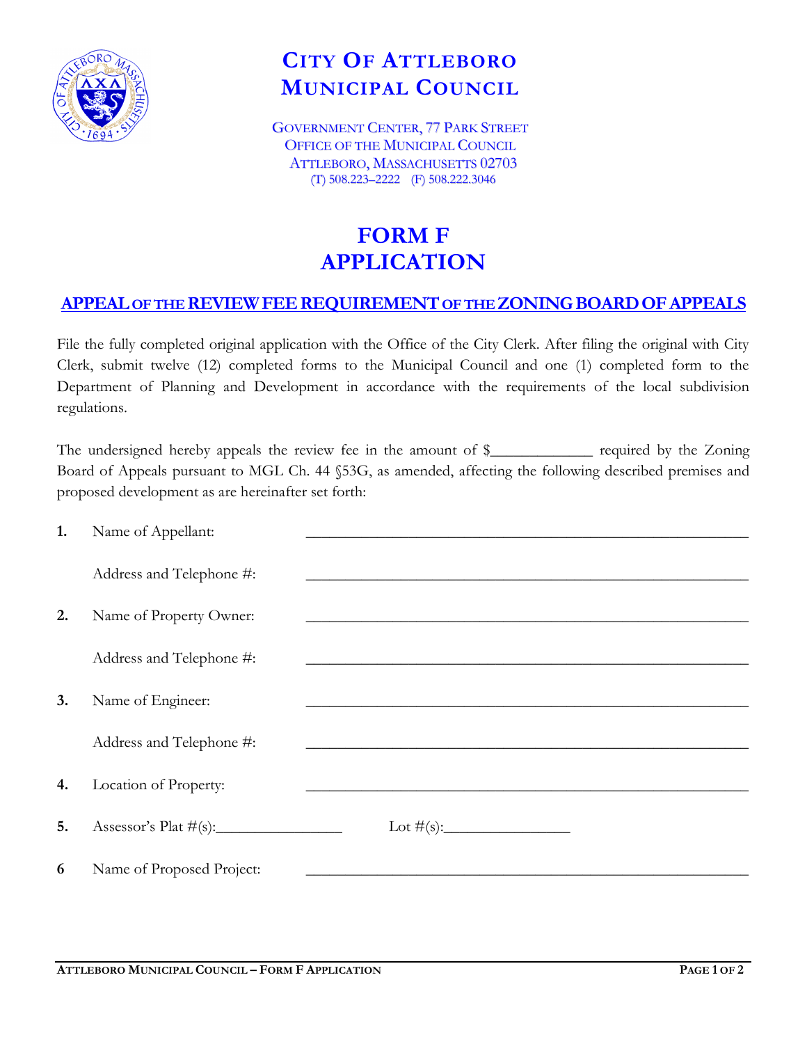# City Of Attleboro Municipal Council

Government Center, 77 Park Street
Office of the Municipal Council
Attleboro, Massachusetts 02703
(T) 508.223–2222 (F) 508.222.3046

# FORM F APPLICATION

## APPEAL OF THE REVIEW FEE REQUIREMENT OF THE ZONING BOARD OF APPEALS

File the fully completed original application with the Office of the City Clerk. After filing the original with City Clerk, submit twelve (12) completed forms to the Municipal Council and one (1) completed form to the Department of Planning and Development in accordance with the requirements of the local subdivision regulations.

The undersigned hereby appeals the review fee in the amount of $_____________ required by the Zoning Board of Appeals pursuant to MGL Ch. 44 §53G, as amended, affecting the following described premises and proposed development as are hereinafter set forth:

**1.** Name of Appellant: ______________________________

Address and Telephone #: ______________________________

**2.** Name of Property Owner: ______________________________

Address and Telephone #: ______________________________

**3.** Name of Engineer: ______________________________

Address and Telephone #: ______________________________

**4.** Location of Property: ______________________________

**5.** Assessor's Plat #(s):________________ Lot #(s):________________

**6** Name of Proposed Project: ______________________________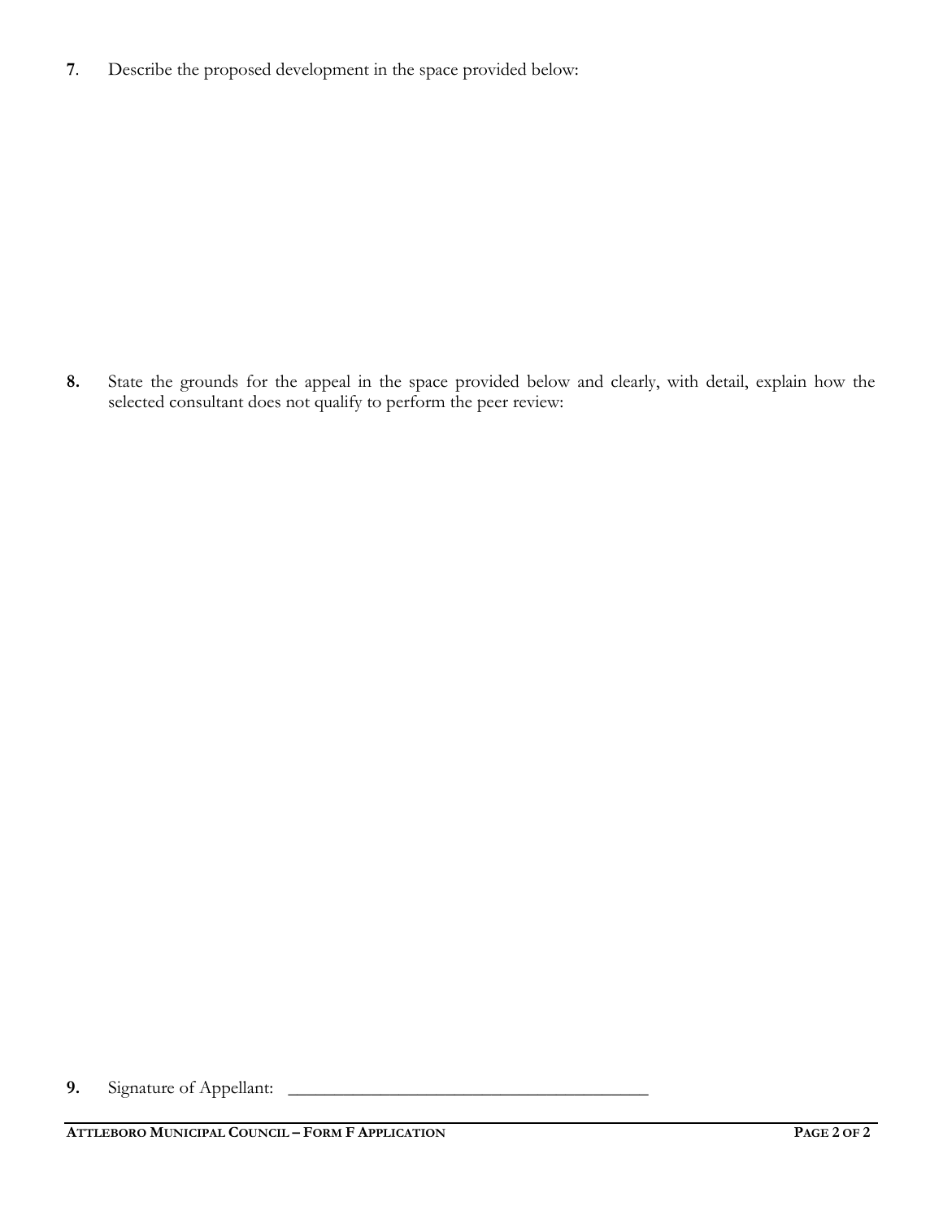**7**. Describe the proposed development in the space provided below:

**8.** State the grounds for the appeal in the space provided below and clearly, with detail, explain how the selected consultant does not qualify to perform the peer review:

**9.** Signature of Appellant: ________________________________________